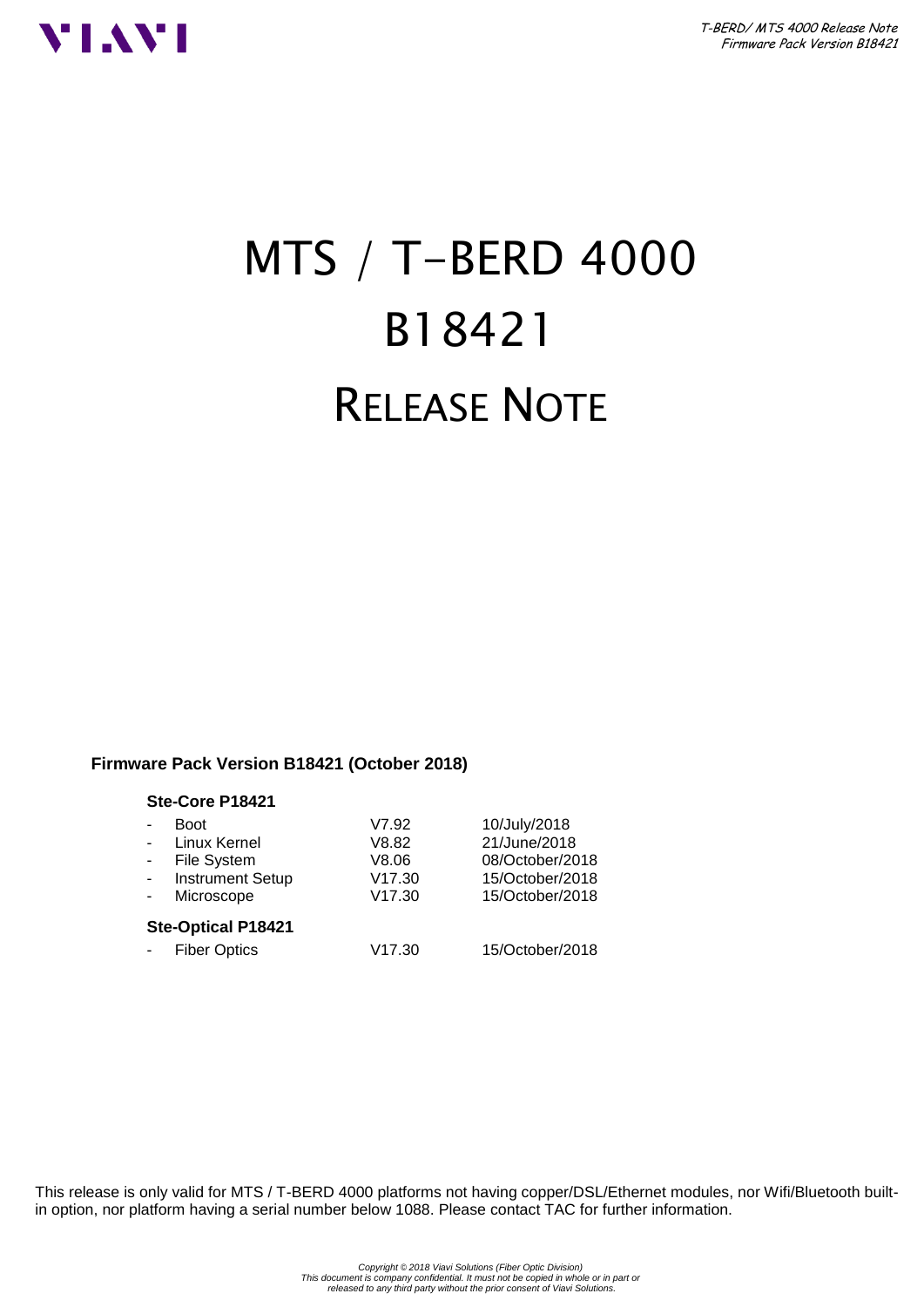# MTS / T-BERD 4000

# B18421

# RELEASE NOTE

**Firmware Pack Version B18421 (October 2018)**

**Ste-Core P18421**

| | | |
|---|---|---|
| - Boot | V7.92 | 10/July/2018 |
| - Linux Kernel | V8.82 | 21/June/2018 |
| - File System | V8.06 | 08/October/2018 |
| - Instrument Setup | V17.30 | 15/October/2018 |
| - Microscope | V17.30 | 15/October/2018 |

**Ste-Optical P18421**

| | | |
|---|---|---|
| - Fiber Optics | V17.30 | 15/October/2018 |

This release is only valid for MTS / T-BERD 4000 platforms not having copper/DSL/Ethernet modules, nor Wifi/Bluetooth built-in option, nor platform having a serial number below 1088. Please contact TAC for further information.

*Copyright © 2018 Viavi Solutions (Fiber Optic Division)*
*This document is company confidential. It must not be copied in whole or in part or released to any third party without the prior consent of Viavi Solutions.*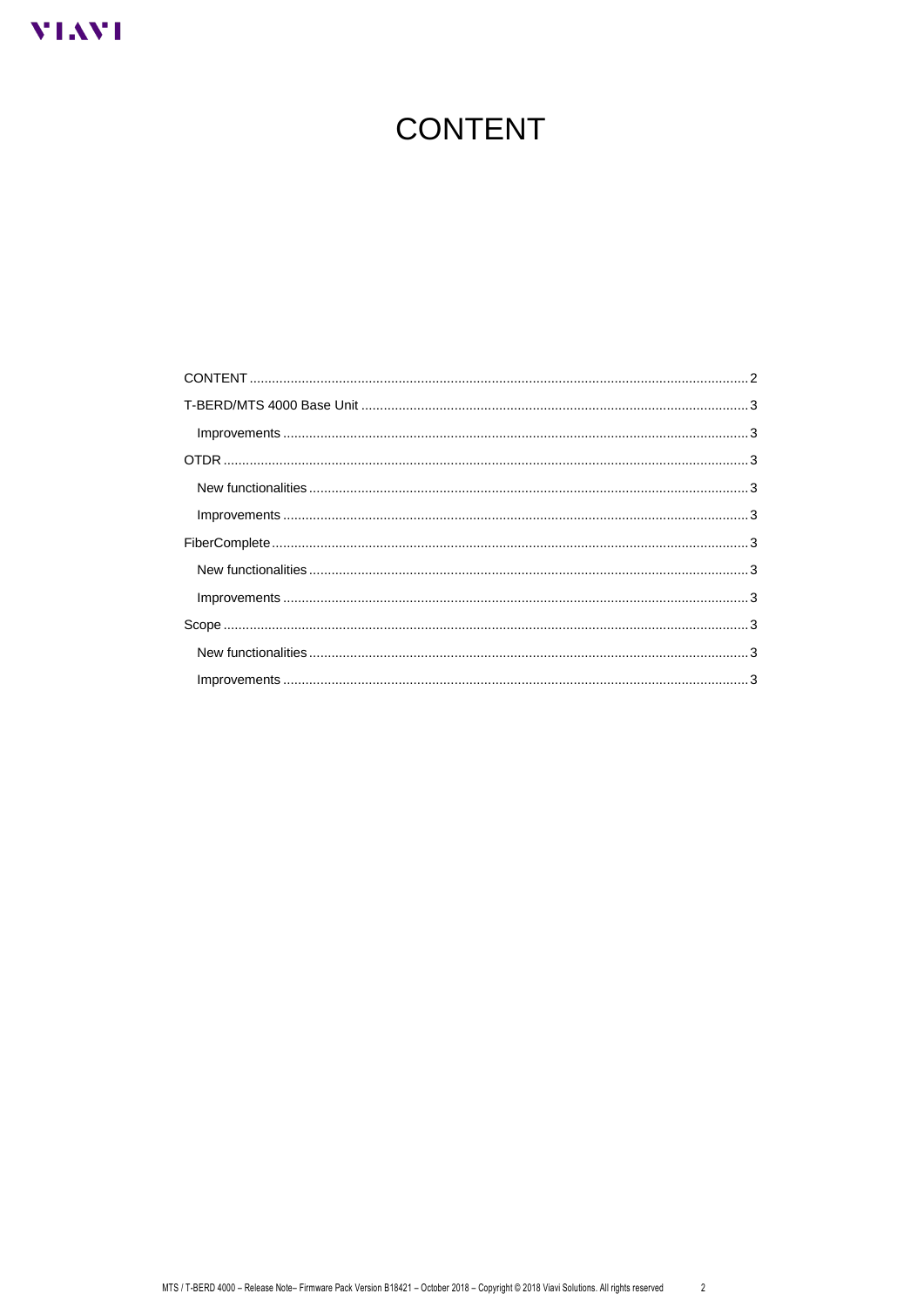# CONTENT

CONTENT ........................................................................................................................................ 2

T-BERD/MTS 4000 Base Unit ....................................................................................................... 3

  Improvements ............................................................................................................................ 3

OTDR ............................................................................................................................................ 3

  New functionalities ..................................................................................................................... 3

  Improvements ............................................................................................................................ 3

FiberComplete ............................................................................................................................... 3

  New functionalities ..................................................................................................................... 3

  Improvements ............................................................................................................................ 3

Scope ............................................................................................................................................ 3

  New functionalities ..................................................................................................................... 3

  Improvements ............................................................................................................................ 3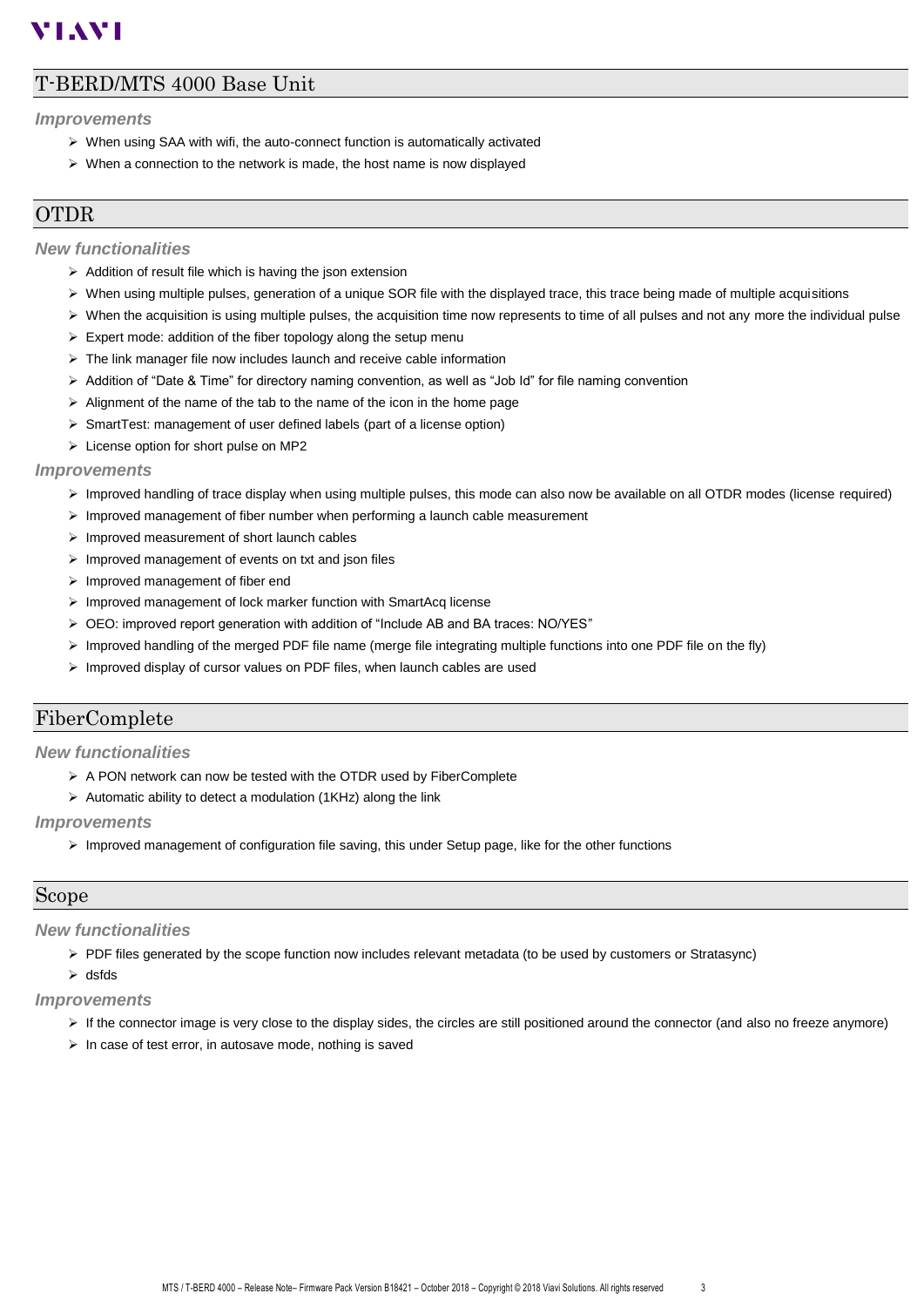## T-BERD/MTS 4000 Base Unit

### *Improvements*

- When using SAA with wifi, the auto-connect function is automatically activated
- When a connection to the network is made, the host name is now displayed

## OTDR

### *New functionalities*

- Addition of result file which is having the json extension
- When using multiple pulses, generation of a unique SOR file with the displayed trace, this trace being made of multiple acquisitions
- When the acquisition is using multiple pulses, the acquisition time now represents to time of all pulses and not any more the individual pulse
- Expert mode: addition of the fiber topology along the setup menu
- The link manager file now includes launch and receive cable information
- Addition of "Date & Time" for directory naming convention, as well as "Job Id" for file naming convention
- Alignment of the name of the tab to the name of the icon in the home page
- SmartTest: management of user defined labels (part of a license option)
- License option for short pulse on MP2

### *Improvements*

- Improved handling of trace display when using multiple pulses, this mode can also now be available on all OTDR modes (license required)
- Improved management of fiber number when performing a launch cable measurement
- Improved measurement of short launch cables
- Improved management of events on txt and json files
- Improved management of fiber end
- Improved management of lock marker function with SmartAcq license
- OEO: improved report generation with addition of "Include AB and BA traces: NO/YES"
- Improved handling of the merged PDF file name (merge file integrating multiple functions into one PDF file on the fly)
- Improved display of cursor values on PDF files, when launch cables are used

## FiberComplete

### *New functionalities*

- A PON network can now be tested with the OTDR used by FiberComplete
- Automatic ability to detect a modulation (1KHz) along the link

### *Improvements*

- Improved management of configuration file saving, this under Setup page, like for the other functions

## Scope

### *New functionalities*

- PDF files generated by the scope function now includes relevant metadata (to be used by customers or Stratasync)
- dsfds

### *Improvements*

- If the connector image is very close to the display sides, the circles are still positioned around the connector (and also no freeze anymore)
- In case of test error, in autosave mode, nothing is saved